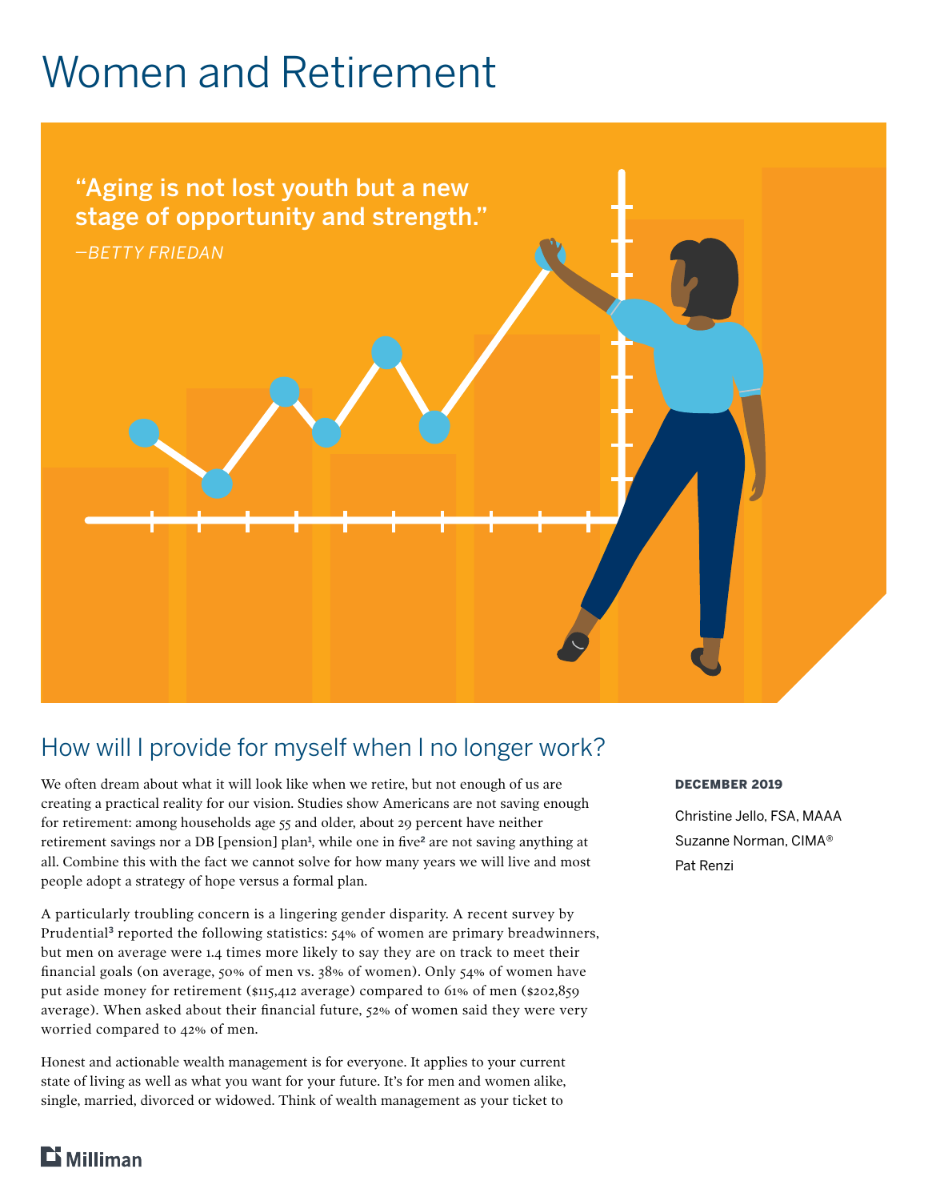# Women and Retirement

> "Aging is not lost youth but a new stage of opportunity and strength."
>
> —*BETTY FRIEDAN*

## How will I provide for myself when I no longer work?

**DECEMBER 2019**

Christine Jello, FSA, MAAA
Suzanne Norman, CIMA®
Pat Renzi

We often dream about what it will look like when we retire, but not enough of us are creating a practical reality for our vision. Studies show Americans are not saving enough for retirement: among households age 55 and older, about 29 percent have neither retirement savings nor a DB [pension] plan[1], while one in five[2] are not saving anything at all. Combine this with the fact we cannot solve for how many years we will live and most people adopt a strategy of hope versus a formal plan.

A particularly troubling concern is a lingering gender disparity. A recent survey by Prudential[3] reported the following statistics: 54% of women are primary breadwinners, but men on average were 1.4 times more likely to say they are on track to meet their financial goals (on average, 50% of men vs. 38% of women). Only 54% of women have put aside money for retirement ($115,412 average) compared to 61% of men ($202,859 average). When asked about their financial future, 52% of women said they were very worried compared to 42% of men.

Honest and actionable wealth management is for everyone. It applies to your current state of living as well as what you want for your future. It's for men and women alike, single, married, divorced or widowed. Think of wealth management as your ticket to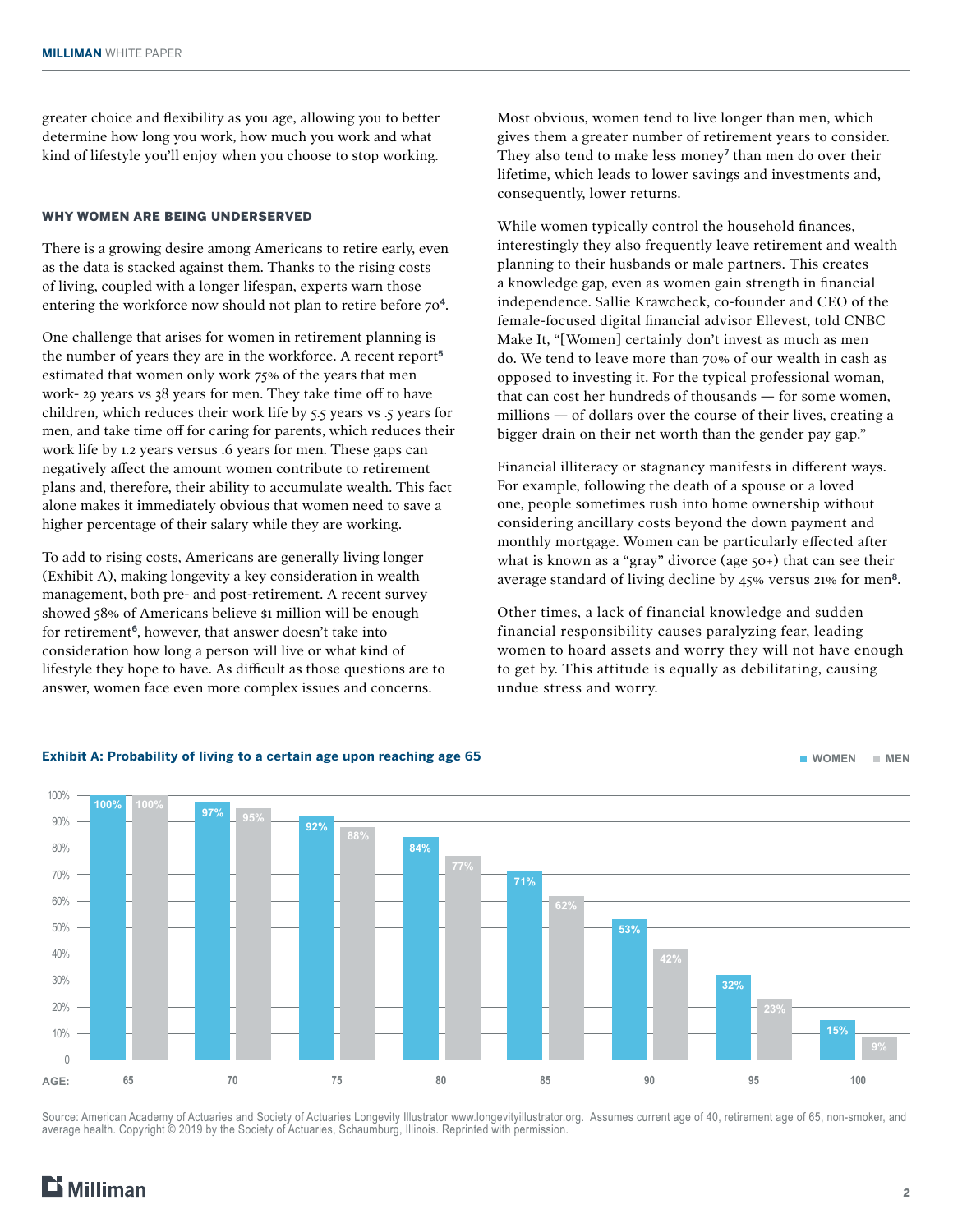greater choice and flexibility as you age, allowing you to better determine how long you work, how much you work and what kind of lifestyle you'll enjoy when you choose to stop working.

#### WHY WOMEN ARE BEING UNDERSERVED

There is a growing desire among Americans to retire early, even as the data is stacked against them. Thanks to the rising costs of living, coupled with a longer lifespan, experts warn those entering the workforce now should not plan to retire before 70[4].

One challenge that arises for women in retirement planning is the number of years they are in the workforce. A recent report[5] estimated that women only work 75% of the years that men work- 29 years vs 38 years for men. They take time off to have children, which reduces their work life by 5.5 years vs .5 years for men, and take time off for caring for parents, which reduces their work life by 1.2 years versus .6 years for men. These gaps can negatively affect the amount women contribute to retirement plans and, therefore, their ability to accumulate wealth. This fact alone makes it immediately obvious that women need to save a higher percentage of their salary while they are working.

To add to rising costs, Americans are generally living longer (Exhibit A), making longevity a key consideration in wealth management, both pre- and post-retirement. A recent survey showed 58% of Americans believe $1 million will be enough for retirement[6], however, that answer doesn't take into consideration how long a person will live or what kind of lifestyle they hope to have. As difficult as those questions are to answer, women face even more complex issues and concerns.

Most obvious, women tend to live longer than men, which gives them a greater number of retirement years to consider. They also tend to make less money[7] than men do over their lifetime, which leads to lower savings and investments and, consequently, lower returns.

While women typically control the household finances, interestingly they also frequently leave retirement and wealth planning to their husbands or male partners. This creates a knowledge gap, even as women gain strength in financial independence. Sallie Krawcheck, co-founder and CEO of the female-focused digital financial advisor Ellevest, told CNBC Make It, "[Women] certainly don't invest as much as men do. We tend to leave more than 70% of our wealth in cash as opposed to investing it. For the typical professional woman, that can cost her hundreds of thousands — for some women, millions — of dollars over the course of their lives, creating a bigger drain on their net worth than the gender pay gap."

Financial illiteracy or stagnancy manifests in different ways. For example, following the death of a spouse or a loved one, people sometimes rush into home ownership without considering ancillary costs beyond the down payment and monthly mortgage. Women can be particularly effected after what is known as a "gray" divorce (age 50+) that can see their average standard of living decline by 45% versus 21% for men[8].

Other times, a lack of financial knowledge and sudden financial responsibility causes paralyzing fear, leading women to hoard assets and worry they will not have enough to get by. This attitude is equally as debilitating, causing undue stress and worry.

**Exhibit A: Probability of living to a certain age upon reaching age 65**

| Age | Women | Men |
|---|---|---|
| 65 | 100% | 100% |
| 70 | 97% | 95% |
| 75 | 92% | 88% |
| 80 | 84% | 77% |
| 85 | 71% | 62% |
| 90 | 53% | 42% |
| 95 | 32% | 23% |
| 100 | 15% | 9% |

Source: American Academy of Actuaries and Society of Actuaries Longevity Illustrator www.longevityillustrator.org. Assumes current age of 40, retirement age of 65, non-smoker, and average health. Copyright © 2019 by the Society of Actuaries, Schaumburg, Illinois. Reprinted with permission.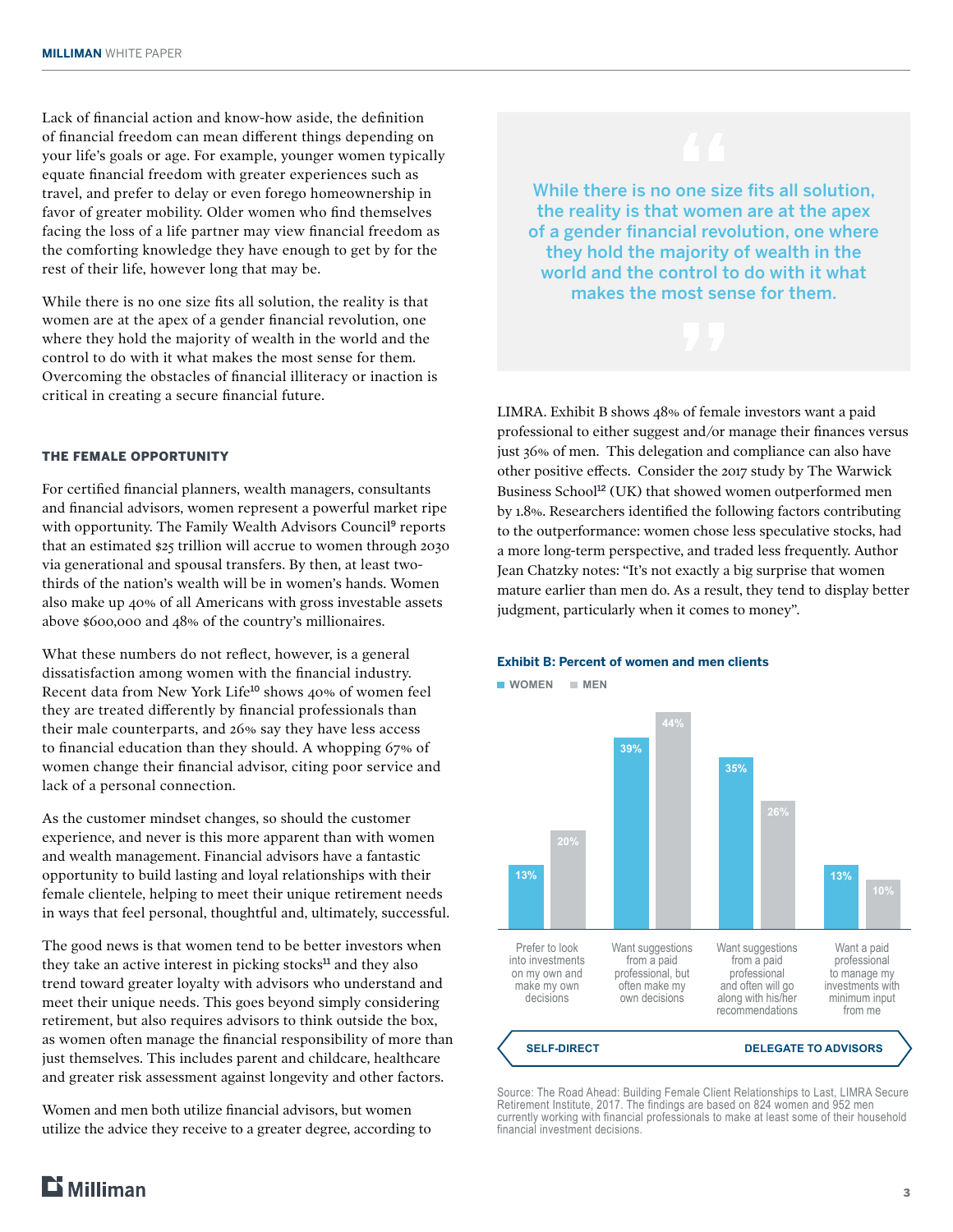Lack of financial action and know-how aside, the definition of financial freedom can mean different things depending on your life's goals or age. For example, younger women typically equate financial freedom with greater experiences such as travel, and prefer to delay or even forego homeownership in favor of greater mobility. Older women who find themselves facing the loss of a life partner may view financial freedom as the comforting knowledge they have enough to get by for the rest of their life, however long that may be.

While there is no one size fits all solution, the reality is that women are at the apex of a gender financial revolution, one where they hold the majority of wealth in the world and the control to do with it what makes the most sense for them. Overcoming the obstacles of financial illiteracy or inaction is critical in creating a secure financial future.

### THE FEMALE OPPORTUNITY

For certified financial planners, wealth managers, consultants and financial advisors, women represent a powerful market ripe with opportunity. The Family Wealth Advisors Council[9] reports that an estimated $25 trillion will accrue to women through 2030 via generational and spousal transfers. By then, at least two-thirds of the nation's wealth will be in women's hands. Women also make up 40% of all Americans with gross investable assets above $600,000 and 48% of the country's millionaires.

What these numbers do not reflect, however, is a general dissatisfaction among women with the financial industry. Recent data from New York Life[10] shows 40% of women feel they are treated differently by financial professionals than their male counterparts, and 26% say they have less access to financial education than they should. A whopping 67% of women change their financial advisor, citing poor service and lack of a personal connection.

As the customer mindset changes, so should the customer experience, and never is this more apparent than with women and wealth management. Financial advisors have a fantastic opportunity to build lasting and loyal relationships with their female clientele, helping to meet their unique retirement needs in ways that feel personal, thoughtful and, ultimately, successful.

The good news is that women tend to be better investors when they take an active interest in picking stocks[11] and they also trend toward greater loyalty with advisors who understand and meet their unique needs. This goes beyond simply considering retirement, but also requires advisors to think outside the box, as women often manage the financial responsibility of more than just themselves. This includes parent and childcare, healthcare and greater risk assessment against longevity and other factors.

Women and men both utilize financial advisors, but women utilize the advice they receive to a greater degree, according to LIMRA. Exhibit B shows 48% of female investors want a paid professional to either suggest and/or manage their finances versus just 36% of men. This delegation and compliance can also have other positive effects. Consider the 2017 study by The Warwick Business School[12] (UK) that showed women outperformed men by 1.8%. Researchers identified the following factors contributing to the outperformance: women chose less speculative stocks, had a more long-term perspective, and traded less frequently. Author Jean Chatzky notes: "It's not exactly a big surprise that women mature earlier than men do. As a result, they tend to display better judgment, particularly when it comes to money".

> While there is no one size fits all solution, the reality is that women are at the apex of a gender financial revolution, one where they hold the majority of wealth in the world and the control to do with it what makes the most sense for them.

**Exhibit B: Percent of women and men clients**

| | Women | Men |
|---|---|---|
| Prefer to look into investments on my own and make my own decisions | 13% | 20% |
| Want suggestions from a paid professional, but often make my own decisions | 39% | 44% |
| Want suggestions from a paid professional and often will go along with his/her recommendations | 35% | 26% |
| Want a paid professional to manage my investments with minimum input from me | 13% | 10% |

SELF-DIRECT ← → DELEGATE TO ADVISORS

Source: The Road Ahead: Building Female Client Relationships to Last, LIMRA Secure Retirement Institute, 2017. The findings are based on 824 women and 952 men currently working with financial professionals to make at least some of their household financial investment decisions.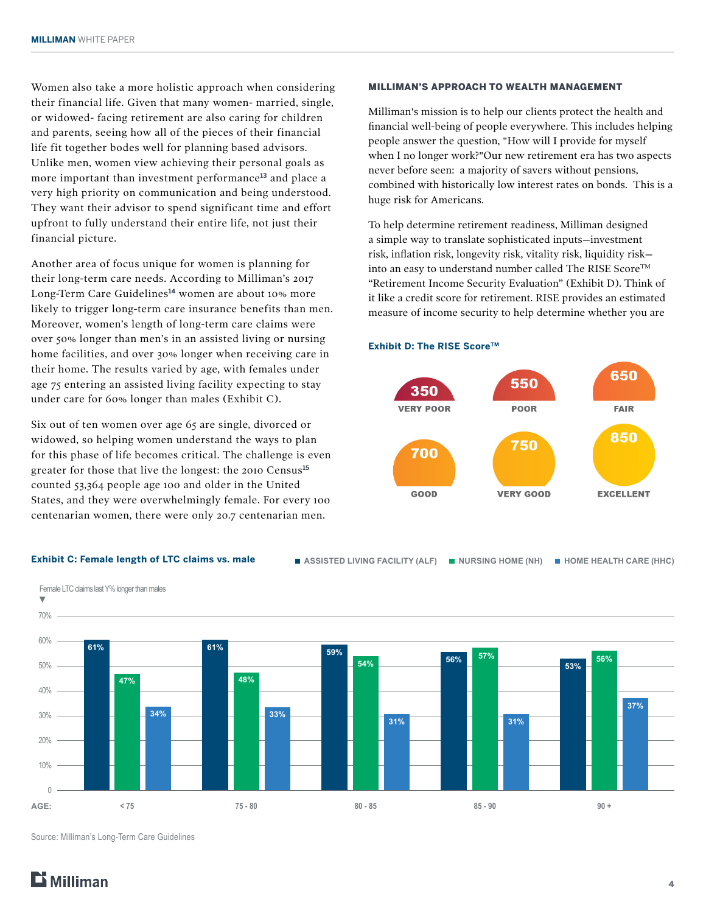Women also take a more holistic approach when considering their financial life. Given that many women- married, single, or widowed- facing retirement are also caring for children and parents, seeing how all of the pieces of their financial life fit together bodes well for planning based advisors. Unlike men, women view achieving their personal goals as more important than investment performance[13] and place a very high priority on communication and being understood. They want their advisor to spend significant time and effort upfront to fully understand their entire life, not just their financial picture.

Another area of focus unique for women is planning for their long-term care needs. According to Milliman's 2017 Long-Term Care Guidelines[14] women are about 10% more likely to trigger long-term care insurance benefits than men. Moreover, women's length of long-term care claims were over 50% longer than men's in an assisted living or nursing home facilities, and over 30% longer when receiving care in their home. The results varied by age, with females under age 75 entering an assisted living facility expecting to stay under care for 60% longer than males (Exhibit C).

Six out of ten women over age 65 are single, divorced or widowed, so helping women understand the ways to plan for this phase of life becomes critical. The challenge is even greater for those that live the longest: the 2010 Census[15] counted 53,364 people age 100 and older in the United States, and they were overwhelmingly female. For every 100 centenarian women, there were only 20.7 centenarian men.

## MILLIMAN'S APPROACH TO WEALTH MANAGEMENT

Milliman's mission is to help our clients protect the health and financial well-being of people everywhere. This includes helping people answer the question, "How will I provide for myself when I no longer work?"Our new retirement era has two aspects never before seen: a majority of savers without pensions, combined with historically low interest rates on bonds. This is a huge risk for Americans.

To help determine retirement readiness, Milliman designed a simple way to translate sophisticated inputs—investment risk, inflation risk, longevity risk, vitality risk, liquidity risk—into an easy to understand number called The RISE Score™ "Retirement Income Security Evaluation" (Exhibit D). Think of it like a credit score for retirement. RISE provides an estimated measure of income security to help determine whether you are

**Exhibit D: The RISE Score™**

| Score | Rating |
|---|---|
| 350 | VERY POOR |
| 550 | POOR |
| 650 | FAIR |
| 700 | GOOD |
| 750 | VERY GOOD |
| 850 | EXCELLENT |

**Exhibit C: Female length of LTC claims vs. male**

Female LTC claims last Y% longer than males

| AGE | Assisted Living Facility (ALF) | Nursing Home (NH) | Home Health Care (HHC) |
|---|---|---|---|
| < 75 | 61% | 47% | 34% |
| 75 - 80 | 61% | 48% | 33% |
| 80 - 85 | 59% | 54% | 31% |
| 85 - 90 | 56% | 57% | 31% |
| 90 + | 53% | 56% | 37% |

Source: Milliman's Long-Term Care Guidelines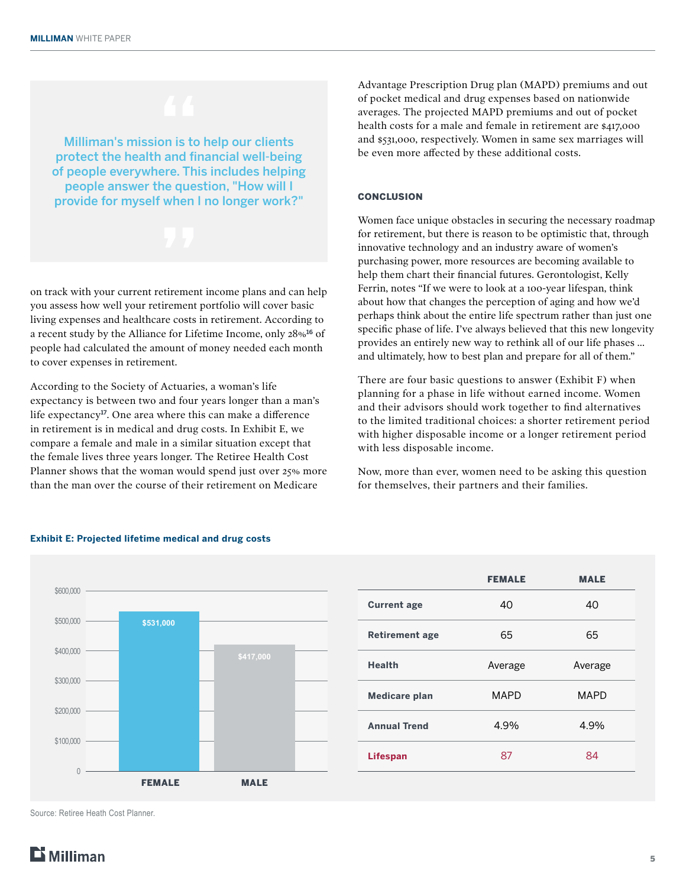> Milliman's mission is to help our clients protect the health and financial well-being of people everywhere. This includes helping people answer the question, "How will I provide for myself when I no longer work?"

on track with your current retirement income plans and can help you assess how well your retirement portfolio will cover basic living expenses and healthcare costs in retirement. According to a recent study by the Alliance for Lifetime Income, only 28%[16] of people had calculated the amount of money needed each month to cover expenses in retirement.

According to the Society of Actuaries, a woman's life expectancy is between two and four years longer than a man's life expectancy[17]. One area where this can make a difference in retirement is in medical and drug costs. In Exhibit E, we compare a female and male in a similar situation except that the female lives three years longer. The Retiree Health Cost Planner shows that the woman would spend just over 25% more than the man over the course of their retirement on Medicare Advantage Prescription Drug plan (MAPD) premiums and out of pocket medical and drug expenses based on nationwide averages. The projected MAPD premiums and out of pocket health costs for a male and female in retirement are $417,000 and $531,000, respectively. Women in same sex marriages will be even more affected by these additional costs.

## CONCLUSION

Women face unique obstacles in securing the necessary roadmap for retirement, but there is reason to be optimistic that, through innovative technology and an industry aware of women's purchasing power, more resources are becoming available to help them chart their financial futures. Gerontologist, Kelly Ferrin, notes "If we were to look at a 100-year lifespan, think about how that changes the perception of aging and how we'd perhaps think about the entire life spectrum rather than just one specific phase of life. I've always believed that this new longevity provides an entirely new way to rethink all of our life phases ... and ultimately, how to best plan and prepare for all of them."

There are four basic questions to answer (Exhibit F) when planning for a phase in life without earned income. Women and their advisors should work together to find alternatives to the limited traditional choices: a shorter retirement period with higher disposable income or a longer retirement period with less disposable income.

Now, more than ever, women need to be asking this question for themselves, their partners and their families.

**Exhibit E: Projected lifetime medical and drug costs**

| | Projected cost |
|---|---|
| FEMALE | $531,000 |
| MALE | $417,000 |

| | FEMALE | MALE |
|---|---|---|
| **Current age** | 40 | 40 |
| **Retirement age** | 65 | 65 |
| **Health** | Average | Average |
| **Medicare plan** | MAPD | MAPD |
| **Annual Trend** | 4.9% | 4.9% |
| **Lifespan** | 87 | 84 |

Source: Retiree Heath Cost Planner.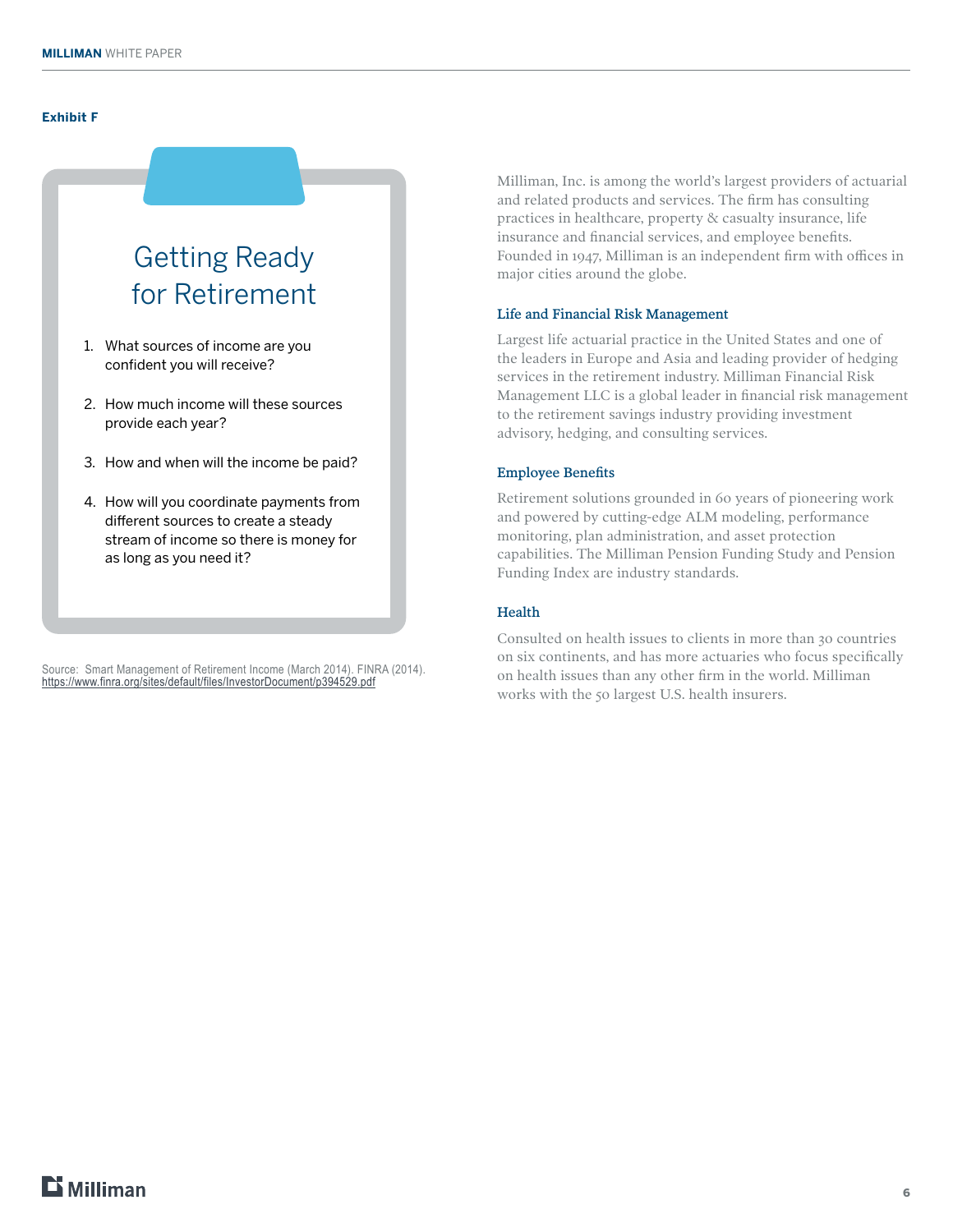**Exhibit F**

## Getting Ready for Retirement

1. What sources of income are you confident you will receive?
2. How much income will these sources provide each year?
3. How and when will the income be paid?
4. How will you coordinate payments from different sources to create a steady stream of income so there is money for as long as you need it?

Source: Smart Management of Retirement Income (March 2014). FINRA (2014). https://www.finra.org/sites/default/files/InvestorDocument/p394529.pdf

Milliman, Inc. is among the world's largest providers of actuarial and related products and services. The firm has consulting practices in healthcare, property & casualty insurance, life insurance and financial services, and employee benefits. Founded in 1947, Milliman is an independent firm with offices in major cities around the globe.

### Life and Financial Risk Management

Largest life actuarial practice in the United States and one of the leaders in Europe and Asia and leading provider of hedging services in the retirement industry. Milliman Financial Risk Management LLC is a global leader in financial risk management to the retirement savings industry providing investment advisory, hedging, and consulting services.

### Employee Benefits

Retirement solutions grounded in 60 years of pioneering work and powered by cutting-edge ALM modeling, performance monitoring, plan administration, and asset protection capabilities. The Milliman Pension Funding Study and Pension Funding Index are industry standards.

### Health

Consulted on health issues to clients in more than 30 countries on six continents, and has more actuaries who focus specifically on health issues than any other firm in the world. Milliman works with the 50 largest U.S. health insurers.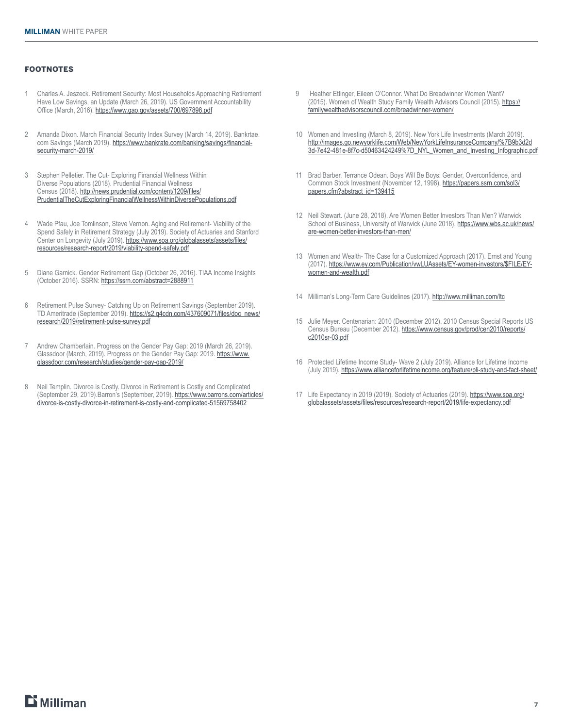## FOOTNOTES

1. Charles A. Jeszeck. Retirement Security: Most Households Approaching Retirement Have Low Savings, an Update (March 26, 2019). US Government Accountability Office (March, 2016). https://www.gao.gov/assets/700/697898.pdf

2. Amanda Dixon. March Financial Security Index Survey (March 14, 2019). Bankrtae.com Savings (March 2019). https://www.bankrate.com/banking/savings/financial-security-march-2019/

3. Stephen Pelletier. The Cut- Exploring Financial Wellness Within Diverse Populations (2018). Prudential Financial Wellness Census (2018). http://news.prudential.com/content/1209/files/PrudentialTheCutExploringFinancialWellnessWithinDiversePopulations.pdf

4. Wade Pfau, Joe Tomlinson, Steve Vernon. Aging and Retirement- Viability of the Spend Safely in Retirement Strategy (July 2019). Society of Actuaries and Stanford Center on Longevity (July 2019). https://www.soa.org/globalassets/assets/files/resources/research-report/2019/viability-spend-safely.pdf

5. Diane Garnick. Gender Retirement Gap (October 26, 2016). TIAA Income Insights (October 2016). SSRN: https://ssrn.com/abstract=2888911

6. Retirement Pulse Survey- Catching Up on Retirement Savings (September 2019). TD Ameritrade (September 2019). https://s2.q4cdn.com/437609071/files/doc_news/research/2019/retirement-pulse-survey.pdf

7. Andrew Chamberlain. Progress on the Gender Pay Gap: 2019 (March 26, 2019). Glassdoor (March, 2019). Progress on the Gender Pay Gap: 2019. https://www.glassdoor.com/research/studies/gender-pay-gap-2019/

8. Neil Templin. Divorce is Costly. Divorce in Retirement is Costly and Complicated (September 29, 2019).Barron's (September, 2019). https://www.barrons.com/articles/divorce-is-costly-divorce-in-retirement-is-costly-and-complicated-51569758402

9. Heather Ettinger, Eileen O'Connor. What Do Breadwinner Women Want? (2015). Women of Wealth Study Family Wealth Advisors Council (2015). https://familywealthadvisorscouncil.com/breadwinner-women/

10. Women and Investing (March 8, 2019). New York Life Investments (March 2019). http://images.go.newyorklife.com/Web/NewYorkLifeInsuranceCompany/%7B9b3d2d3d-7e42-481e-8f7c-d50463424249%7D_NYL_Women_and_Investing_Infographic.pdf

11. Brad Barber, Terrance Odean. Boys Will Be Boys: Gender, Overconfidence, and Common Stock Investment (November 12, 1998). https://papers.ssrn.com/sol3/papers.cfm?abstract_id=139415

12. Neil Stewart. (June 28, 2018). Are Women Better Investors Than Men? Warwick School of Business, University of Warwick (June 2018). https://www.wbs.ac.uk/news/are-women-better-investors-than-men/

13. Women and Wealth- The Case for a Customized Approach (2017). Ernst and Young (2017). https://www.ey.com/Publication/vwLUAssets/EY-women-investors/$FILE/EY-women-and-wealth.pdf

14. Milliman's Long-Term Care Guidelines (2017). http://www.milliman.com/ltc

15. Julie Meyer. Centenarian: 2010 (December 2012). 2010 Census Special Reports US Census Bureau (December 2012). https://www.census.gov/prod/cen2010/reports/c2010sr-03.pdf

16. Protected Lifetime Income Study- Wave 2 (July 2019). Alliance for Lifetime Income (July 2019). https://www.allianceforlifetimeincome.org/feature/pli-study-and-fact-sheet/

17. Life Expectancy in 2019 (2019). Society of Actuaries (2019). https://www.soa.org/globalassets/assets/files/resources/research-report/2019/life-expectancy.pdf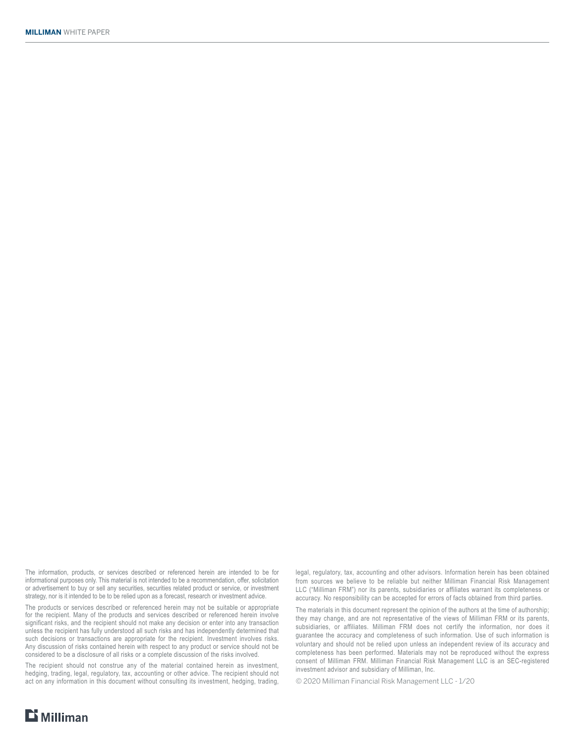The information, products, or services described or referenced herein are intended to be for informational purposes only. This material is not intended to be a recommendation, offer, solicitation or advertisement to buy or sell any securities, securities related product or service, or investment strategy, nor is it intended to be to be relied upon as a forecast, research or investment advice.

The products or services described or referenced herein may not be suitable or appropriate for the recipient. Many of the products and services described or referenced herein involve significant risks, and the recipient should not make any decision or enter into any transaction unless the recipient has fully understood all such risks and has independently determined that such decisions or transactions are appropriate for the recipient. Investment involves risks. Any discussion of risks contained herein with respect to any product or service should not be considered to be a disclosure of all risks or a complete discussion of the risks involved.

The recipient should not construe any of the material contained herein as investment, hedging, trading, legal, regulatory, tax, accounting or other advice. The recipient should not act on any information in this document without consulting its investment, hedging, trading, legal, regulatory, tax, accounting and other advisors. Information herein has been obtained from sources we believe to be reliable but neither Milliman Financial Risk Management LLC ("Milliman FRM") nor its parents, subsidiaries or affiliates warrant its completeness or accuracy. No responsibility can be accepted for errors of facts obtained from third parties.

The materials in this document represent the opinion of the authors at the time of authorship; they may change, and are not representative of the views of Milliman FRM or its parents, subsidiaries, or affiliates. Milliman FRM does not certify the information, nor does it guarantee the accuracy and completeness of such information. Use of such information is voluntary and should not be relied upon unless an independent review of its accuracy and completeness has been performed. Materials may not be reproduced without the express consent of Milliman FRM. Milliman Financial Risk Management LLC is an SEC-registered investment advisor and subsidiary of Milliman, Inc.

© 2020 Milliman Financial Risk Management LLC - 1/20